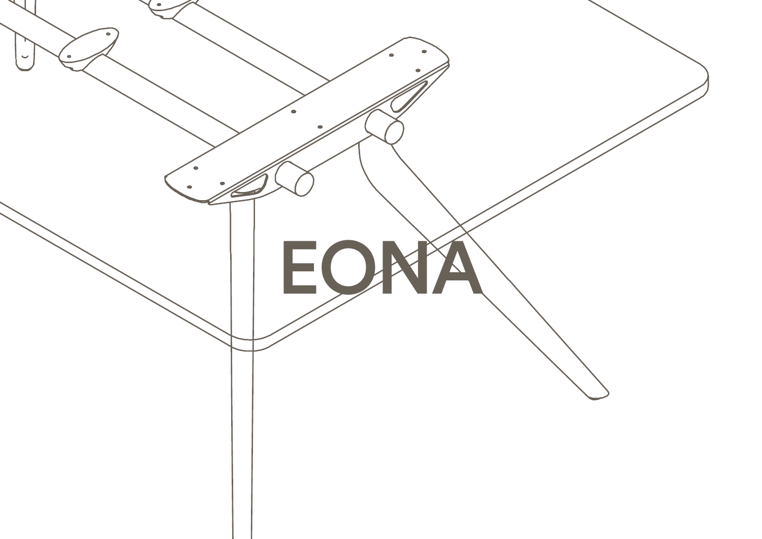# EONA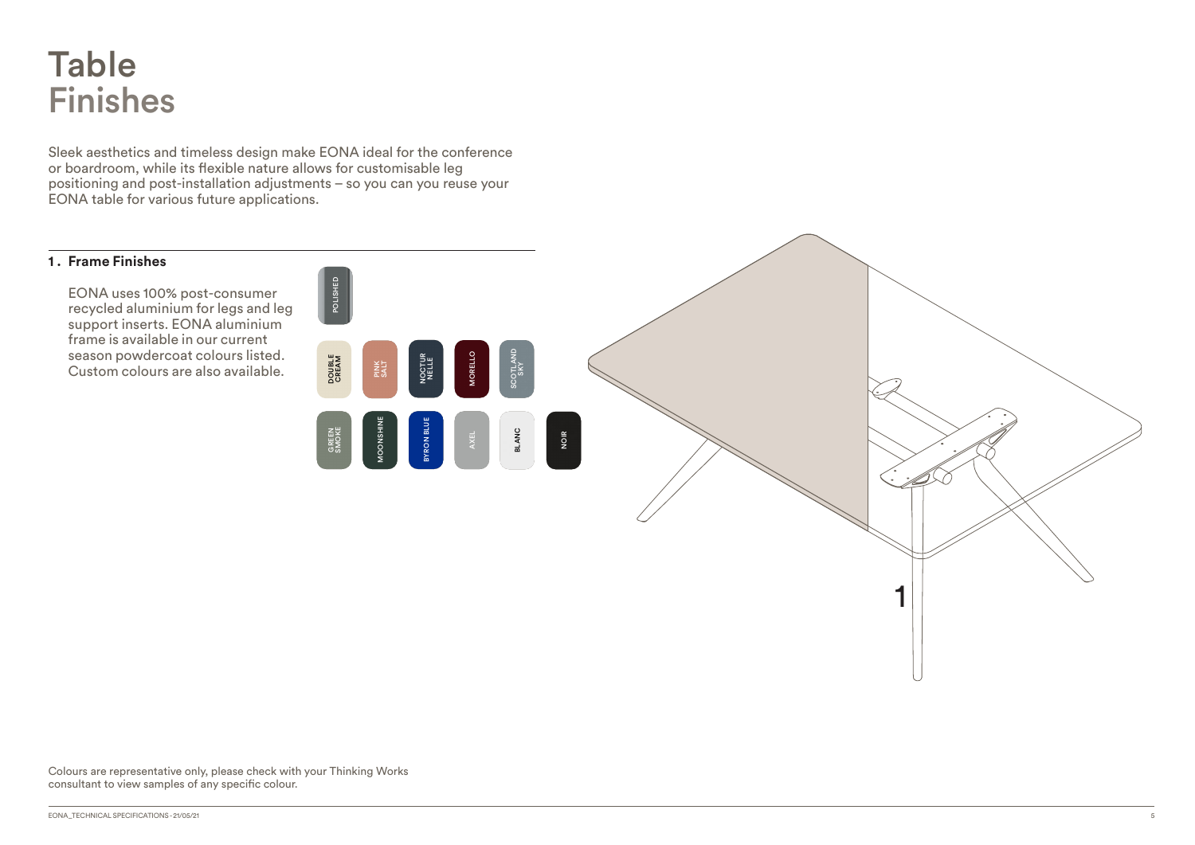# Table Finishes

Sleek aesthetics and timeless design make EONA ideal for the conference or boardroom, while its flexible nature allows for customisable leg positioning and post-installation adjustments – so you can you reuse your EONA table for various future applications.

## 1. Frame Finishes

EONA uses 100% post-consumer recycled aluminium for legs and leg support inserts. EONA aluminium frame is available in our current season powdercoat colours listed. Custom colours are also available.

POLISHED

DOUBLE CREAM, PINK SALT, NOCTURNELLE, MORELLO, SCOTLAND SKY

GREEN SMOKE, MOONSHINE, BYRON BLUE, AXEL, BLANC, NOIR

1

Colours are representative only, please check with your Thinking Works consultant to view samples of any specific colour.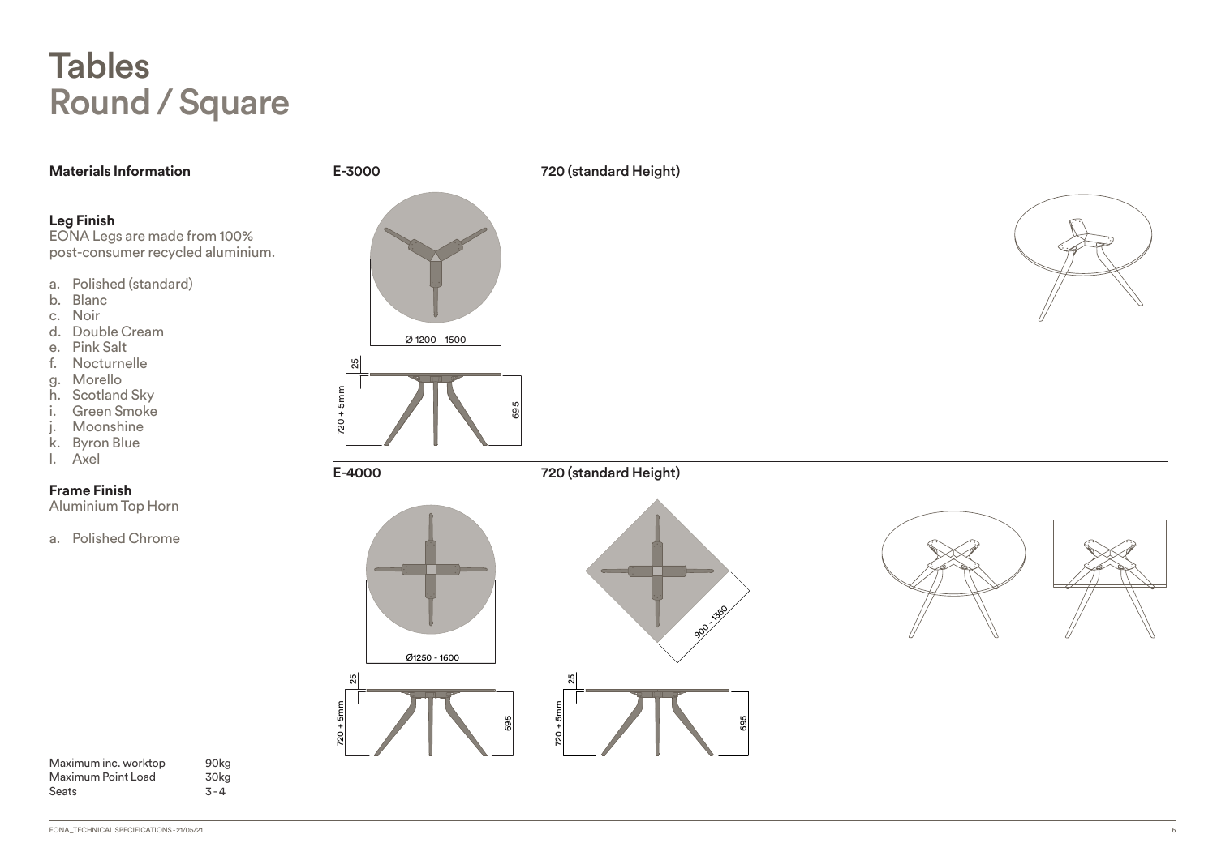# Tables
## Round / Square

### Materials Information

**Leg Finish**
EONA Legs are made from 100% post-consumer recycled aluminium.

a. Polished (standard)
b. Blanc
c. Noir
d. Double Cream
e. Pink Salt
f. Nocturnelle
g. Morello
h. Scotland Sky
i. Green Smoke
j. Moonshine
k. Byron Blue
l. Axel

**Frame Finish**
Aluminium Top Horn

a. Polished Chrome

| | |
|---|---|
| Maximum inc. worktop | 90kg |
| Maximum Point Load | 30kg |
| Seats | 3 - 4 |

### E-3000 — 720 (standard Height)

Ø 1200 - 1500

25

720 + 5mm

695

### E-4000 — 720 (standard Height)

Ø1250 - 1600

900 - 1350

25

720 + 5mm

695

EONA_TECHNICAL SPECIFICATIONS - 21/05/21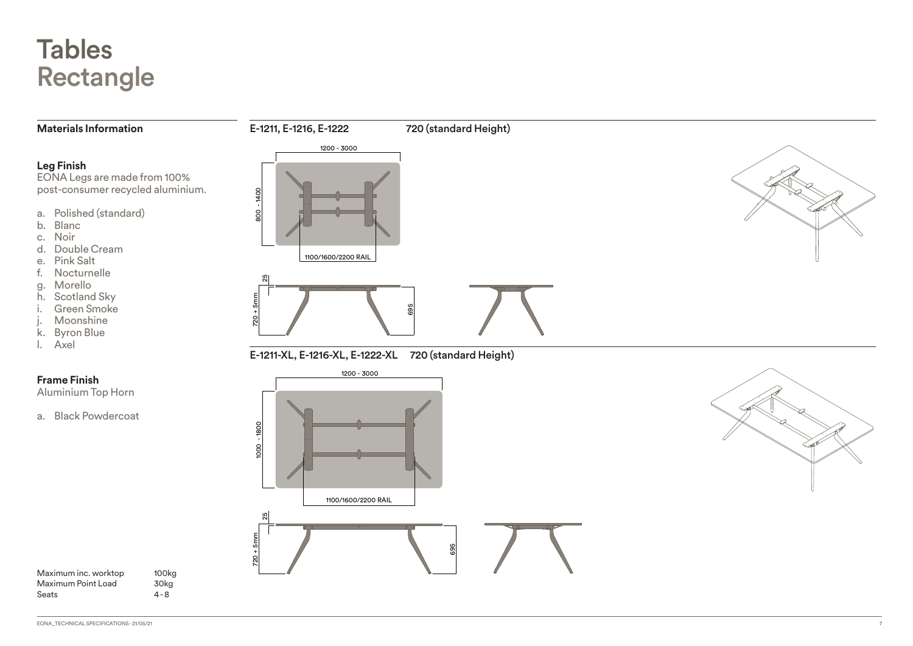# Tables
## Rectangle

### Materials Information

**Leg Finish**
EONA Legs are made from 100% post-consumer recycled aluminium.

a. Polished (standard)
b. Blanc
c. Noir
d. Double Cream
e. Pink Salt
f. Nocturnelle
g. Morello
h. Scotland Sky
i. Green Smoke
j. Moonshine
k. Byron Blue
l. Axel

**Frame Finish**
Aluminium Top Horn

a. Black Powdercoat

| | |
|---|---|
| Maximum inc. worktop | 100kg |
| Maximum Point Load | 30kg |
| Seats | 4 - 8 |

### E-1211, E-1216, E-1222 — 720 (standard Height)

1200 - 3000

800 - 1400

1100/1600/2200 RAIL

25

720 + 5mm

695

### E-1211-XL, E-1216-XL, E-1222-XL — 720 (standard Height)

1200 - 3000

1000 - 1800

1100/1600/2200 RAIL

25

720 + 5mm

695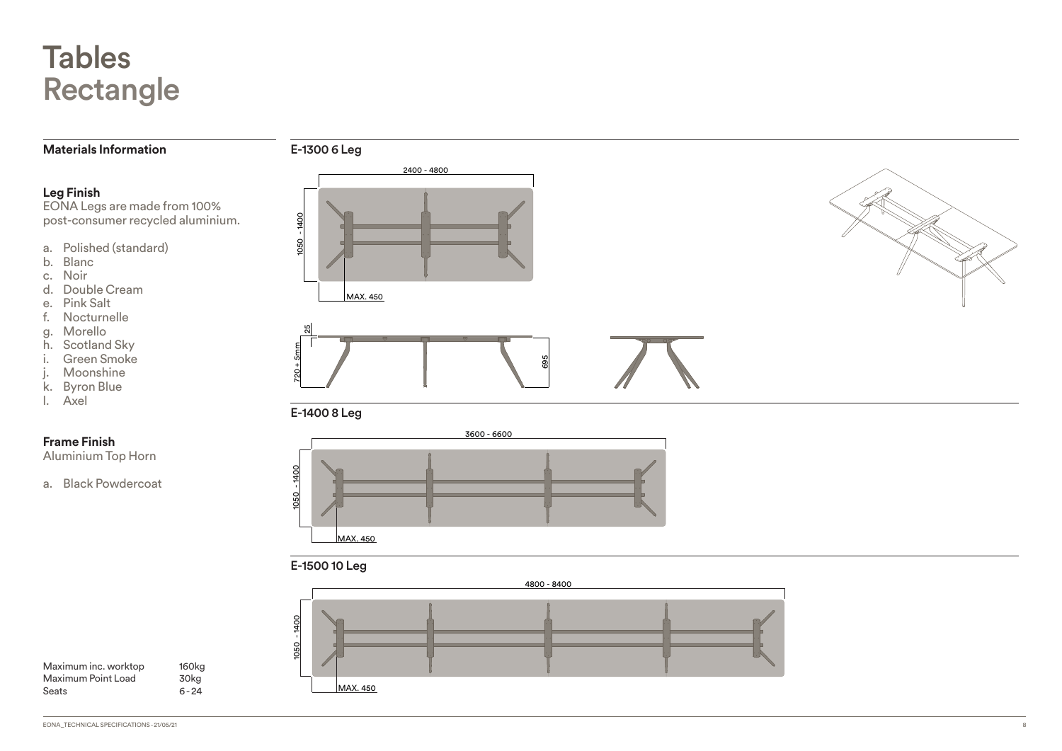# Tables
# Rectangle

## Materials Information

### Leg Finish

EONA Legs are made from 100% post-consumer recycled aluminium.

a. Polished (standard)
b. Blanc
c. Noir
d. Double Cream
e. Pink Salt
f. Nocturnelle
g. Morello
h. Scotland Sky
i. Green Smoke
j. Moonshine
k. Byron Blue
l. Axel

### Frame Finish

Aluminium Top Horn

a. Black Powdercoat

| | |
|---|---|
| Maximum inc. worktop | 160kg |
| Maximum Point Load | 30kg |
| Seats | 6 - 24 |

## E-1300 6 Leg

2400 - 4800

1050 - 1400

MAX. 450

25

720 + 5mm

695

## E-1400 8 Leg

3600 - 6600

1050 - 1400

MAX. 450

## E-1500 10 Leg

4800 - 8400

1050 - 1400

MAX. 450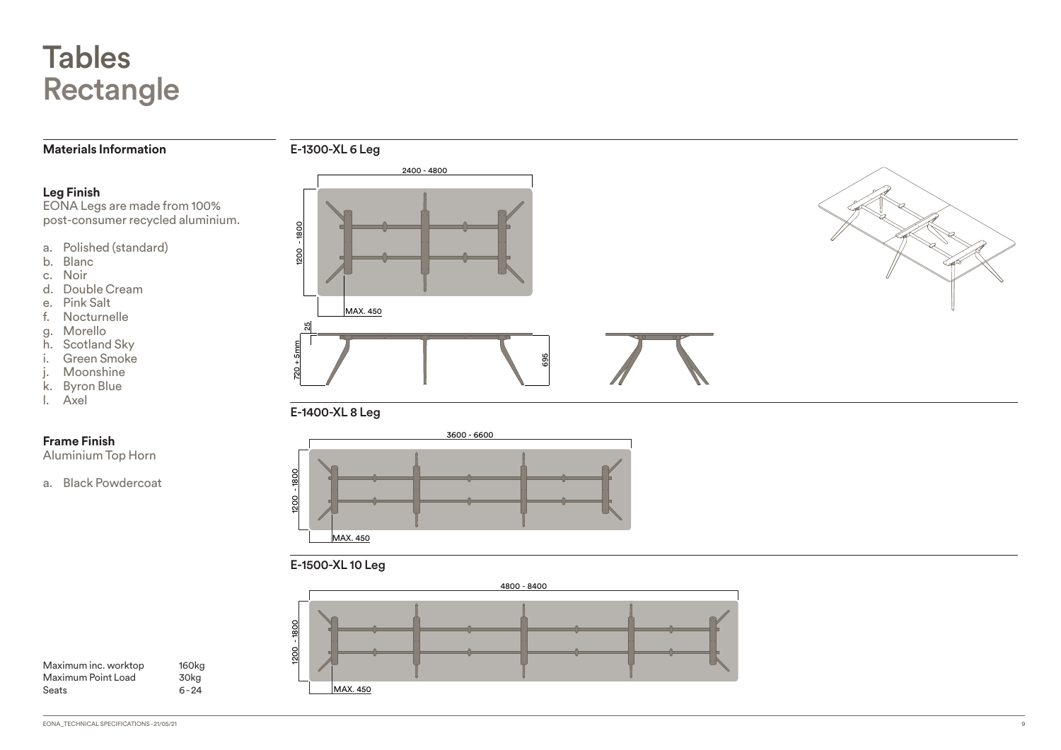# Tables
## Rectangle

### Materials Information

**Leg Finish**
EONA Legs are made from 100% post-consumer recycled aluminium.

a. Polished (standard)
b. Blanc
c. Noir
d. Double Cream
e. Pink Salt
f. Nocturnelle
g. Morello
h. Scotland Sky
i. Green Smoke
j. Moonshine
k. Byron Blue
l. Axel

**Frame Finish**
Aluminium Top Horn

a. Black Powdercoat

| | |
|---|---|
| Maximum inc. worktop | 160kg |
| Maximum Point Load | 30kg |
| Seats | 6 - 24 |

### E-1300-XL 6 Leg

2400 - 4800

1200 - 1800

MAX. 450

25

720 + 5mm

695

### E-1400-XL 8 Leg

3600 - 6600

1200 - 1800

MAX. 450

### E-1500-XL 10 Leg

4800 - 8400

1200 - 1800

MAX. 450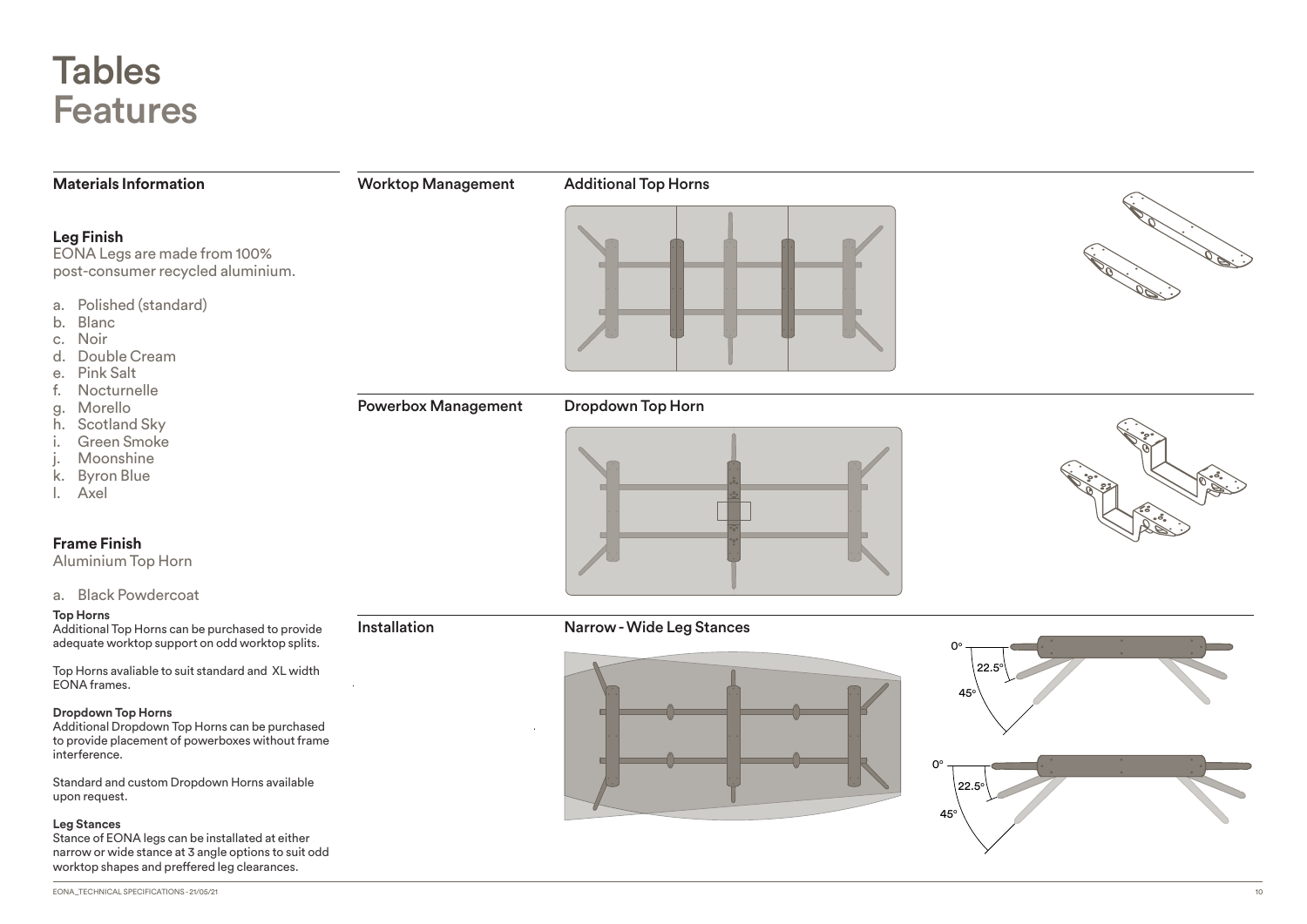# Tables
# Features

## Materials Information

### Leg Finish

EONA Legs are made from 100% post-consumer recycled aluminium.

a. Polished (standard)
b. Blanc
c. Noir
d. Double Cream
e. Pink Salt
f. Nocturnelle
g. Morello
h. Scotland Sky
i. Green Smoke
j. Moonshine
k. Byron Blue
l. Axel

### Frame Finish

Aluminium Top Horn

a. Black Powdercoat

**Top Horns**

Additional Top Horns can be purchased to provide adequate worktop support on odd worktop splits.

Top Horns avaliable to suit standard and XL width EONA frames.

**Dropdown Top Horns**

Additional Dropdown Top Horns can be purchased to provide placement of powerboxes without frame interference.

Standard and custom Dropdown Horns available upon request.

**Leg Stances**

Stance of EONA legs can be installated at either narrow or wide stance at 3 angle options to suit odd worktop shapes and preffered leg clearances.

## Worktop Management

### Additional Top Horns

## Powerbox Management

### Dropdown Top Horn

## Installation

### Narrow - Wide Leg Stances

0° 22.5° 45°

0° 22.5° 45°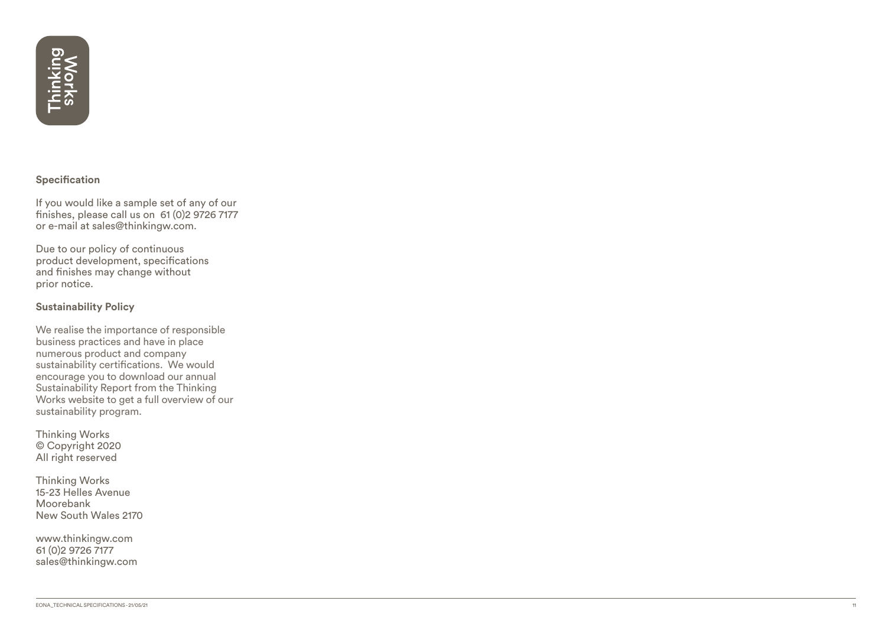Thinking Works

**Specification**

If you would like a sample set of any of our finishes, please call us on 61 (0)2 9726 7177 or e-mail at sales@thinkingw.com.

Due to our policy of continuous product development, specifications and finishes may change without prior notice.

**Sustainability Policy**

We realise the importance of responsible business practices and have in place numerous product and company sustainability certifications. We would encourage you to download our annual Sustainability Report from the Thinking Works website to get a full overview of our sustainability program.

Thinking Works
© Copyright 2020
All right reserved

Thinking Works
15-23 Helles Avenue
Moorebank
New South Wales 2170

www.thinkingw.com
61 (0)2 9726 7177
sales@thinkingw.com